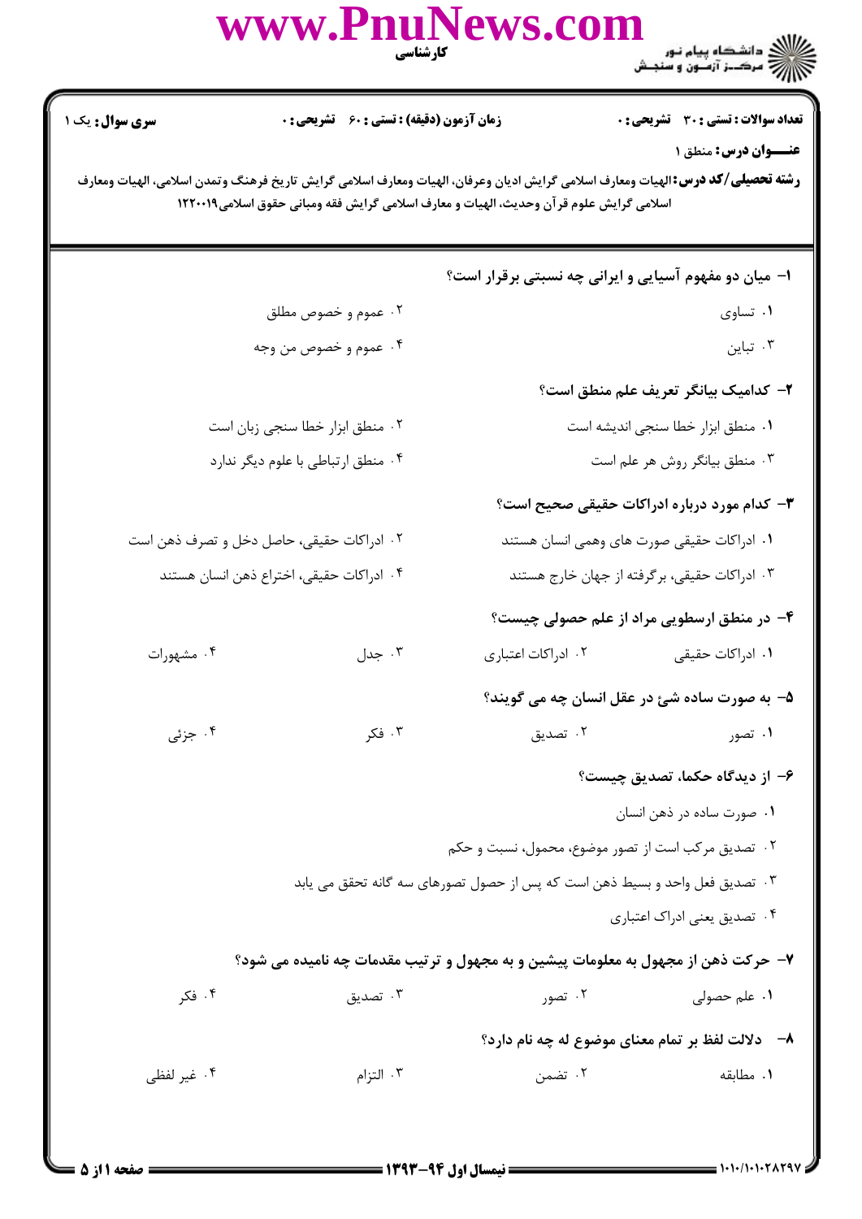**سری سوال:** یک ۱

**زمان آزمون (دقیقه) : تستی : ۶۰ تشریحی : ۰**

**تعداد سوالات : تستی : ۳۰ تشریحی : ۰**

**عنـــوان درس:** منطق ۱

**رشته تحصیلی/کد درس:** الهیات ومعارف اسلامی گرایش ادیان وعرفان، الهیات ومعارف اسلامی گرایش تاریخ فرهنگ وتمدن اسلامی، الهیات ومعارف اسلامی گرایش علوم قرآن وحدیث، الهیات و معارف اسلامی گرایش فقه ومبانی حقوق اسلامی۱۲۲۰۰۱۹

**۱- میان دو مفهوم آسیایی و ایرانی چه نسبتی برقرار است؟**

۱. تساوی

۲. عموم و خصوص مطلق

۳. تباین

۴. عموم و خصوص من وجه

**۲- کدامیک بیانگر تعریف علم منطق است؟**

۱. منطق ابزار خطا سنجی اندیشه است

۲. منطق ابزار خطا سنجی زبان است

۳. منطق بیانگر روش هر علم است

۴. منطق ارتباطی با علوم دیگر ندارد

**۳- کدام مورد درباره ادراکات حقیقی صحیح است؟**

۱. ادراکات حقیقی صورت های وهمی انسان هستند

۲. ادراکات حقیقی، حاصل دخل و تصرف ذهن است

۳. ادراکات حقیقی، برگرفته از جهان خارج هستند

۴. ادراکات حقیقی، اختراع ذهن انسان هستند

**۴- در منطق ارسطویی مراد از علم حصولی چیست؟**

۱. ادراکات حقیقی

۲. ادراکات اعتباری

۳. جدل

۴. مشهورات

**۵- به صورت ساده شئ در عقل انسان چه می گویند؟**

۱. تصور

۲. تصدیق

۳. فکر

۴. جزئی

**۶- از دیدگاه حکما، تصدیق چیست؟**

۱. صورت ساده در ذهن انسان

۲. تصدیق مرکب است از تصور موضوع، محمول، نسبت و حکم

۳. تصدیق فعل واحد و بسیط ذهن است که پس از حصول تصورهای سه گانه تحقق می یابد

۴. تصدیق یعنی ادراک اعتباری

**۷- حرکت ذهن از مجهول به معلومات پیشین و به مجهول و ترتیب مقدمات چه نامیده می شود؟**

۱. علم حصولی

۲. تصور

۳. تصدیق

۴. فکر

**۸- دلالت لفظ بر تمام معنای موضوع له چه نام دارد؟**

۱. مطابقه

۲. تضمن

۳. التزام

۴. غیر لفظی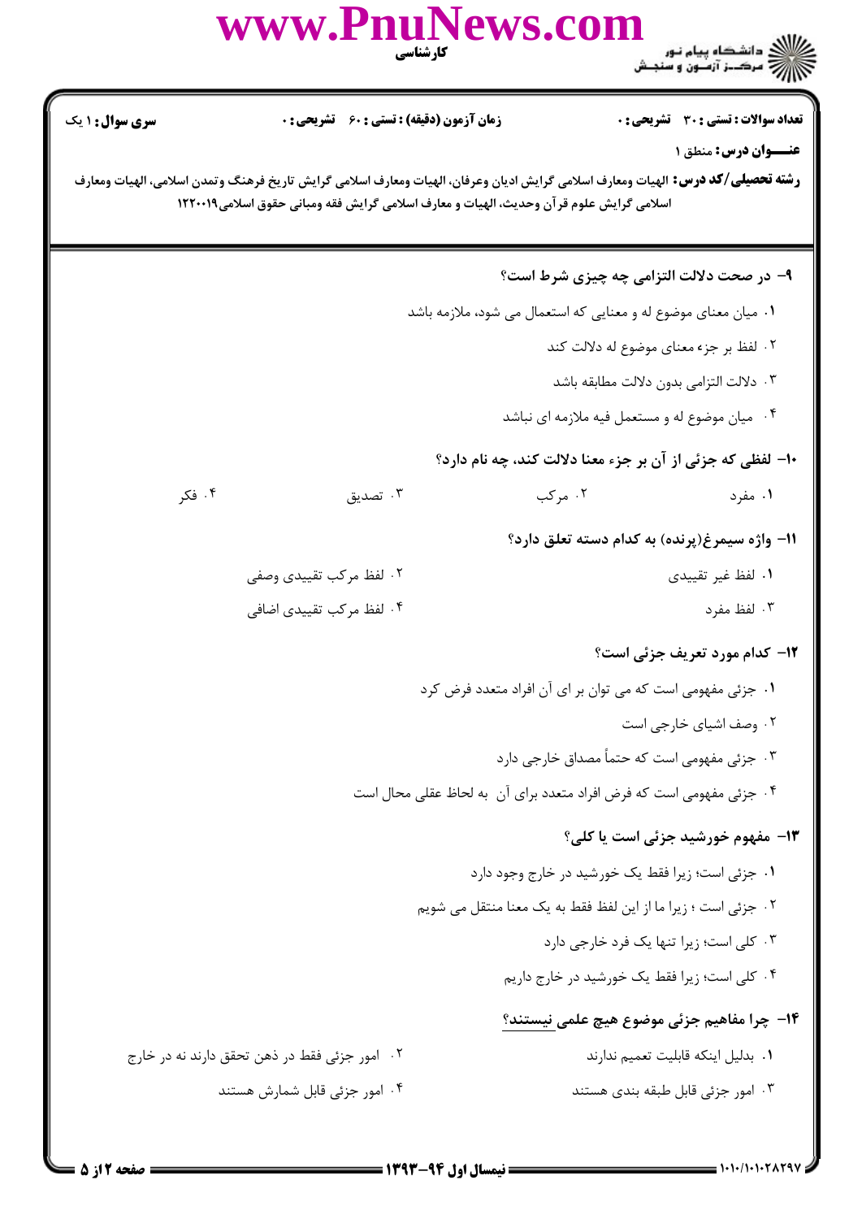**سری سوال:** ۱ یک

**زمان آزمون (دقیقه) : تستی : ۶۰ تشریحی : ۰**

**تعداد سوالات : تستی : ۳۰ تشریحی : ۰**

**عنـــوان درس:** منطق ۱

**رشته تحصیلی/کد درس:** الهیات ومعارف اسلامی گرایش ادیان وعرفان، الهیات ومعارف اسلامی گرایش تاریخ فرهنگ وتمدن اسلامی، الهیات ومعارف اسلامی گرایش علوم قرآن وحدیث، الهیات و معارف اسلامی گرایش فقه ومبانی حقوق اسلامی۱۲۲۰۰۱۹

**۹- در صحت دلالت التزامی چه چیزی شرط است؟**

۱. میان معنای موضوع له و معنایی که استعمال می شود، ملازمه باشد

۲. لفظ بر جزء معنای موضوع له دلالت کند

۳. دلالت التزامی بدون دلالت مطابقه باشد

۴. میان موضوع له و مستعمل فیه ملازمه ای نباشد

**۱۰- لفظی که جزئی از آن بر جزء معنا دلالت کند، چه نام دارد؟**

۱. مفرد
۲. مرکب
۳. تصدیق
۴. فکر

**۱۱- واژه سیمرغ(پرنده) به کدام دسته تعلق دارد؟**

۱. لفظ غیر تقییدی
۲. لفظ مرکب تقییدی وصفی
۳. لفظ مفرد
۴. لفظ مرکب تقییدی اضافی

**۱۲- کدام مورد تعریف جزئی است؟**

۱. جزئی مفهومی است که می توان بر ای آن افراد متعدد فرض کرد

۲. وصف اشیای خارجی است

۳. جزئی مفهومی است که حتماً مصداق خارجی دارد

۴. جزئی مفهومی است که فرض افراد متعدد برای آن به لحاظ عقلی محال است

**۱۳- مفهوم خورشید جزئی است یا کلی؟**

۱. جزئی است؛ زیرا فقط یک خورشید در خارج وجود دارد

۲. جزئی است ؛ زیرا ما از این لفظ فقط به یک معنا منتقل می شویم

۳. کلی است؛ زیرا تنها یک فرد خارجی دارد

۴. کلی است؛ زیرا فقط یک خورشید در خارج داریم

**۱۴- چرا مفاهیم جزئی موضوع هیچ علمی <u>نیستند</u>؟**

۱. بدلیل اینکه قابلیت تعمیم ندارند
۲. امور جزئی فقط در ذهن تحقق دارند نه در خارج
۳. امور جزئی قابل طبقه بندی هستند
۴. امور جزئی قابل شمارش هستند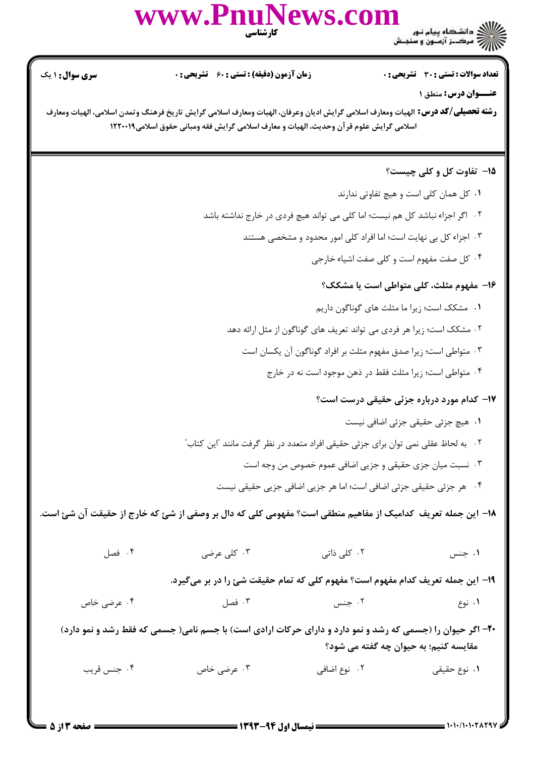**۱۵- تفاوت کل و کلی چیست؟**

۱. کل همان کلی است و هیچ تفاوتی ندارند

۲. اگر اجزاء نباشد کل هم نیست؛ اما کلی می تواند هیچ فردی در خارج نداشته باشد

۳. اجزاء کل بی نهایت است؛ اما افراد کلی امور محدود و مشخصی هستند

۴. کل صفت مفهوم است و کلی صفت اشیاء خارجی

**۱۶- مفهوم مثلث، کلی متواطی است یا مشکک؟**

۱. مشکک است؛ زیرا ما مثلث های گوناگون داریم

۲. مشکک است؛ زیرا هر فردی می تواند تعریف های گوناگون از مثل ارائه دهد

۳. متواطی است؛ زیرا صدق مفهوم مثلث بر افراد گوناگون آن یکسان است

۴. متواطی است؛ زیرا مثلث فقط در ذهن موجود است نه در خارج

**۱۷- کدام مورد درباره جزئی حقیقی درست است؟**

۱. هیچ جزئی حقیقی جزئی اضافی نیست

۲. به لحاظ عقلی نمی توان برای جزئی حقیقی افراد متعدد در نظر گرفت مانند "این کتاب"

۳. نسبت میان جزی حقیقی و جزیی اضافی عموم خصوص من وجه است

۴. هر جزئی حقیقی جزئی اضافی است؛ اما هر جزیی اضافی جزیی حقیقی نیست

**۱۸- این جمله تعریف کدامیک از مفاهیم منطقی است؟ مفهومی کلی که دال بر وصفی از شئ که خارج از حقیقت آن شئ است.**

۱. جنس ۲. کلی ذاتی ۳. کلی عرضی ۴. فصل

**۱۹- این جمله تعریف کدام مفهوم است؟ مفهوم کلی که تمام حقیقت شئ را در بر می‌گیرد.**

۱. نوع ۲. جنس ۳. فصل ۴. عرضی خاص

**۲۰- اگر حیوان را (جسمی که رشد و نمو دارد و دارای حرکات ارادی است) با جسم نامی( جسمی که فقط رشد و نمو دارد) مقایسه کنیم؛ به حیوان چه گفته می شود؟**

۱. نوع حقیقی ۲. نوع اضافی ۳. عرضی خاص ۴. جنس قریب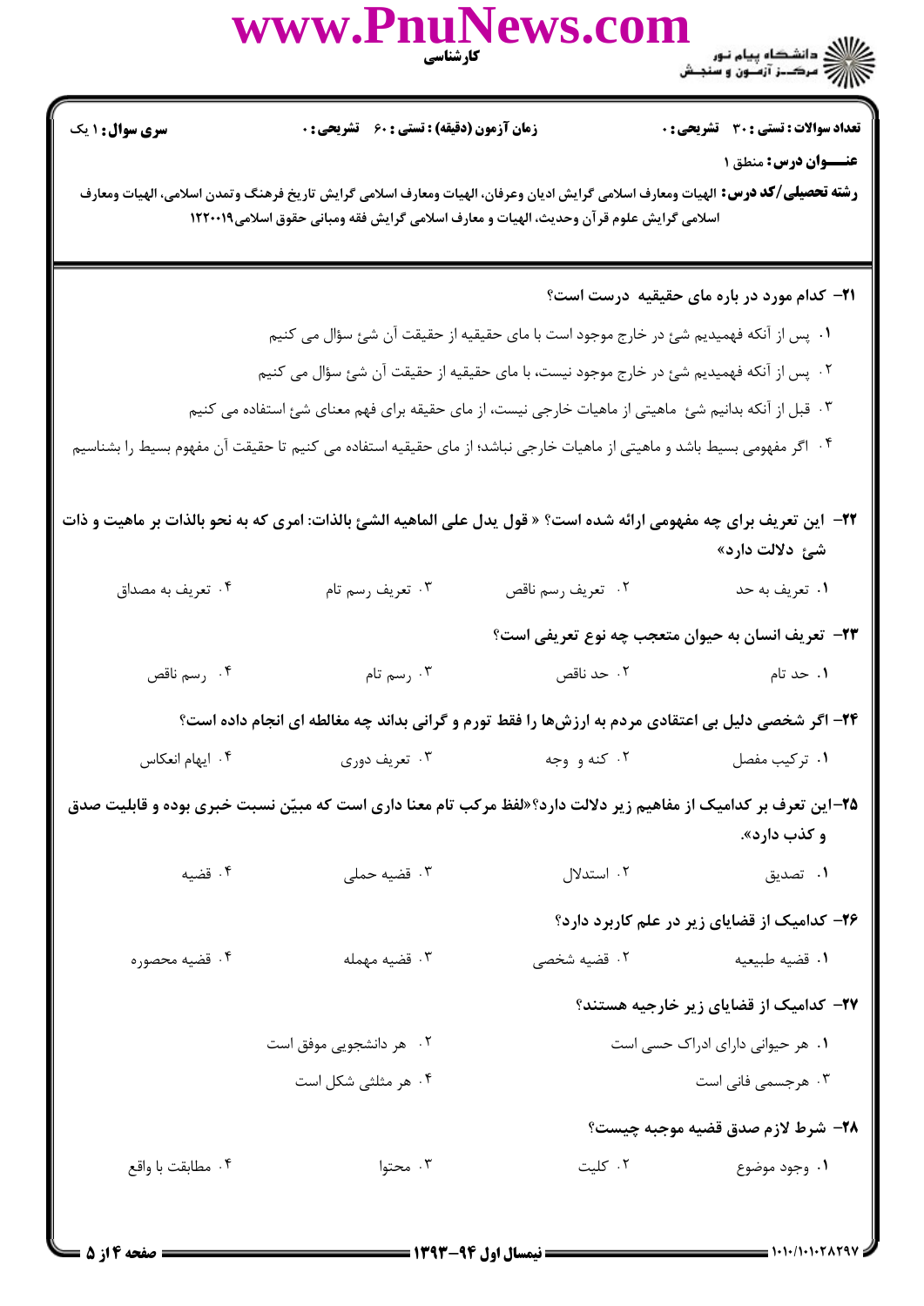**سری سوال:** ۱ یک

**زمان آزمون (دقیقه) : تستی : ۶۰ تشریحی : ۰**

**تعداد سوالات : تستی : ۳۰ تشریحی : ۰**

**عنـــوان درس:** منطق ۱

**رشته تحصیلی/کد درس:** الهیات ومعارف اسلامی گرایش ادیان وعرفان، الهیات ومعارف اسلامی گرایش تاریخ فرهنگ وتمدن اسلامی، الهیات ومعارف اسلامی گرایش علوم قرآن وحدیث، الهیات و معارف اسلامی گرایش فقه ومبانی حقوق اسلامی۱۲۲۰۰۱۹

---

**۲۱- کدام مورد در باره مای حقیقیه درست است؟**

۱. پس از آنکه فهمیدیم شئ در خارج موجود است با مای حقیقیه از حقیقت آن شئ سؤال می کنیم

۲. پس از آنکه فهمیدیم شئ در خارج موجود نیست، با مای حقیقیه از حقیقت آن شئ سؤال می کنیم

۳. قبل از آنکه بدانیم شئ ماهیتی از ماهیات خارجی نیست، از مای حقیقه برای فهم معنای شئ استفاده می کنیم

۴. اگر مفهومی بسیط باشد و ماهیتی از ماهیات خارجی نباشد؛ از مای حقیقیه استفاده می کنیم تا حقیقت آن مفهوم بسیط را بشناسیم

**۲۲- این تعریف برای چه مفهومی ارائه شده است؟ « قول یدل علی الماهیه الشئ بالذات: امری که به نحو بالذات بر ماهیت و ذات شئ دلالت دارد»**

۱. تعریف به حد

۲. تعریف رسم ناقص

۳. تعریف رسم تام

۴. تعریف به مصداق

**۲۳- تعریف انسان به حیوان متعجب چه نوع تعریفی است؟**

۱. حد تام

۲. حد ناقص

۳. رسم تام

۴. رسم ناقص

**۲۴- اگر شخصی دلیل بی اعتقادی مردم به ارزش‌ها را فقط تورم و گرانی بداند چه مغالطه ای انجام داده است؟**

۱. ترکیب مفصل

۲. کنه و وجه

۳. تعریف دوری

۴. ایهام انعکاس

**۲۵-این تعرف بر کدامیک از مفاهیم زیر دلالت دارد؟«لفظ مرکب تام معنا داری است که مبیّن نسبت خبری بوده و قابلیت صدق و کذب دارد».**

۱. تصدیق

۲. استدلال

۳. قضیه حملی

۴. قضیه

**۲۶- کدامیک از قضایای زیر در علم کاربرد دارد؟**

۱. قضیه طبیعیه

۲. قضیه شخصی

۳. قضیه مهمله

۴. قضیه محصوره

**۲۷- کدامیک از قضایای زیر خارجیه هستند؟**

۱. هر حیوانی دارای ادراک حسی است

۲. هر دانشجویی موفق است

۳. هرجسمی فانی است

۴. هر مثلثی شکل است

**۲۸- شرط لازم صدق قضیه موجبه چیست؟**

۱. وجود موضوع

۲. کلیت

۳. محتوا

۴. مطابقت با واقع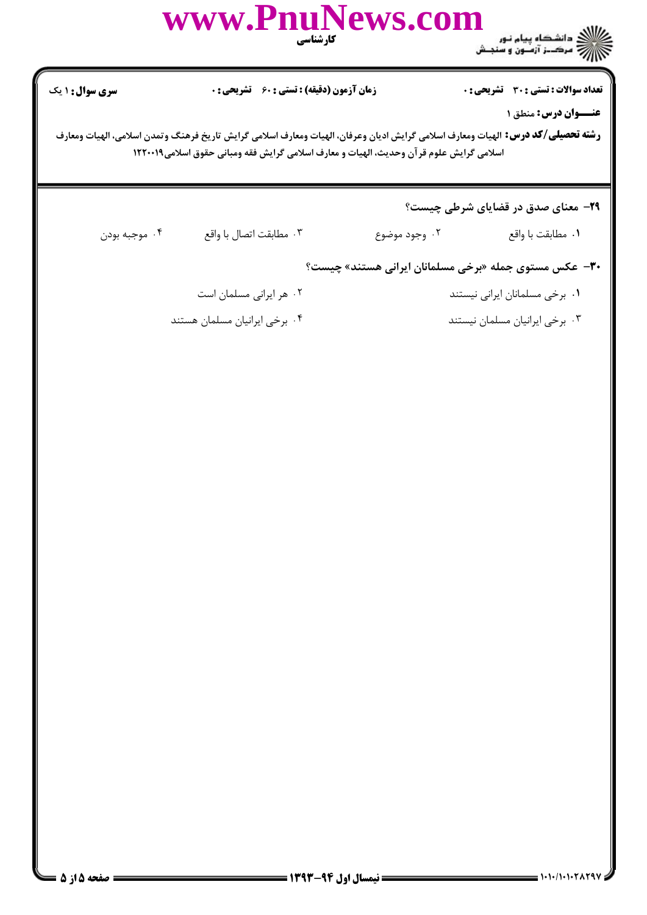**سری سوال:** ۱ یک

**زمان آزمون (دقیقه) : تستی :** ۶۰ **تشریحی :** ۰

**تعداد سوالات : تستی :** ۳۰ **تشریحی :** ۰

**عنـــوان درس:** منطق ۱

**رشته تحصیلی/کد درس:** الهیات ومعارف اسلامی گرایش ادیان وعرفان، الهیات ومعارف اسلامی گرایش تاریخ فرهنگ وتمدن اسلامی، الهیات ومعارف اسلامی گرایش علوم قرآن وحدیث، الهیات و معارف اسلامی گرایش فقه ومبانی حقوق اسلامی۱۲۲۰۰۱۹

**۲۹- معنای صدق در قضایای شرطی چیست؟**

۱. مطابقت با واقع

۲. وجود موضوع

۳. مطابقت اتصال با واقع

۴. موجبه بودن

**۳۰- عکس مستوی جمله «برخی مسلمانان ایرانی هستند» چیست؟**

۱. برخی مسلمانان ایرانی نیستند

۲. هر ایرانی مسلمان است

۳. برخی ایرانیان مسلمان نیستند

۴. برخی ایرانیان مسلمان هستند